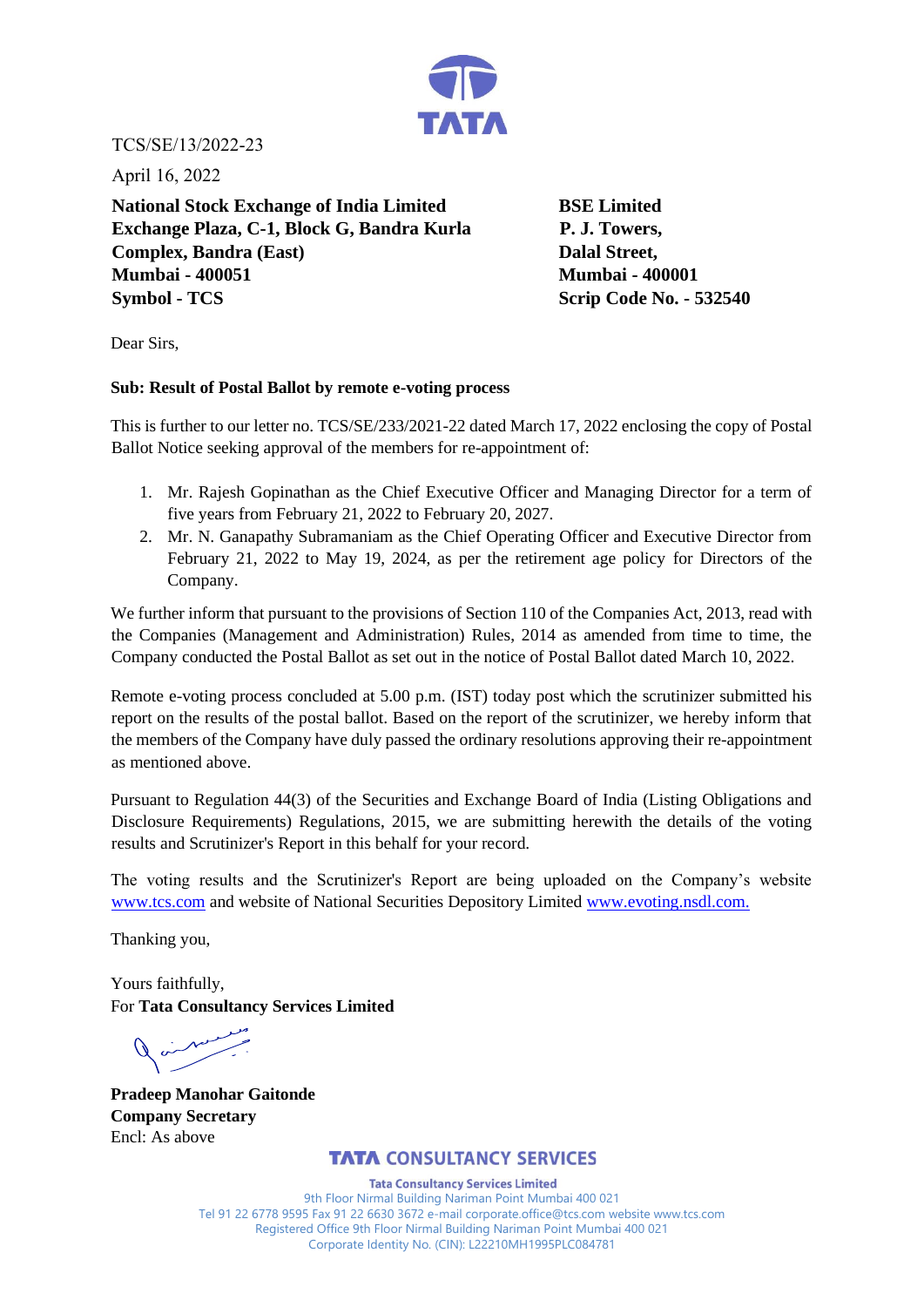TCS/SE/13/2022-23

April 16, 2022

**National Stock Exchange of India Limited**
**Exchange Plaza, C-1, Block G, Bandra Kurla Complex, Bandra (East)**
**Mumbai - 400051**
**Symbol - TCS**

**BSE Limited**
**P. J. Towers,**
**Dalal Street,**
**Mumbai - 400001**
**Scrip Code No. - 532540**

Dear Sirs,

**Sub: Result of Postal Ballot by remote e-voting process**

This is further to our letter no. TCS/SE/233/2021-22 dated March 17, 2022 enclosing the copy of Postal Ballot Notice seeking approval of the members for re-appointment of:

1. Mr. Rajesh Gopinathan as the Chief Executive Officer and Managing Director for a term of five years from February 21, 2022 to February 20, 2027.
2. Mr. N. Ganapathy Subramaniam as the Chief Operating Officer and Executive Director from February 21, 2022 to May 19, 2024, as per the retirement age policy for Directors of the Company.

We further inform that pursuant to the provisions of Section 110 of the Companies Act, 2013, read with the Companies (Management and Administration) Rules, 2014 as amended from time to time, the Company conducted the Postal Ballot as set out in the notice of Postal Ballot dated March 10, 2022.

Remote e-voting process concluded at 5.00 p.m. (IST) today post which the scrutinizer submitted his report on the results of the postal ballot. Based on the report of the scrutinizer, we hereby inform that the members of the Company have duly passed the ordinary resolutions approving their re-appointment as mentioned above.

Pursuant to Regulation 44(3) of the Securities and Exchange Board of India (Listing Obligations and Disclosure Requirements) Regulations, 2015, we are submitting herewith the details of the voting results and Scrutinizer's Report in this behalf for your record.

The voting results and the Scrutinizer's Report are being uploaded on the Company's website www.tcs.com and website of National Securities Depository Limited www.evoting.nsdl.com.

Thanking you,

Yours faithfully,
For **Tata Consultancy Services Limited**

**Pradeep Manohar Gaitonde**
**Company Secretary**
Encl: As above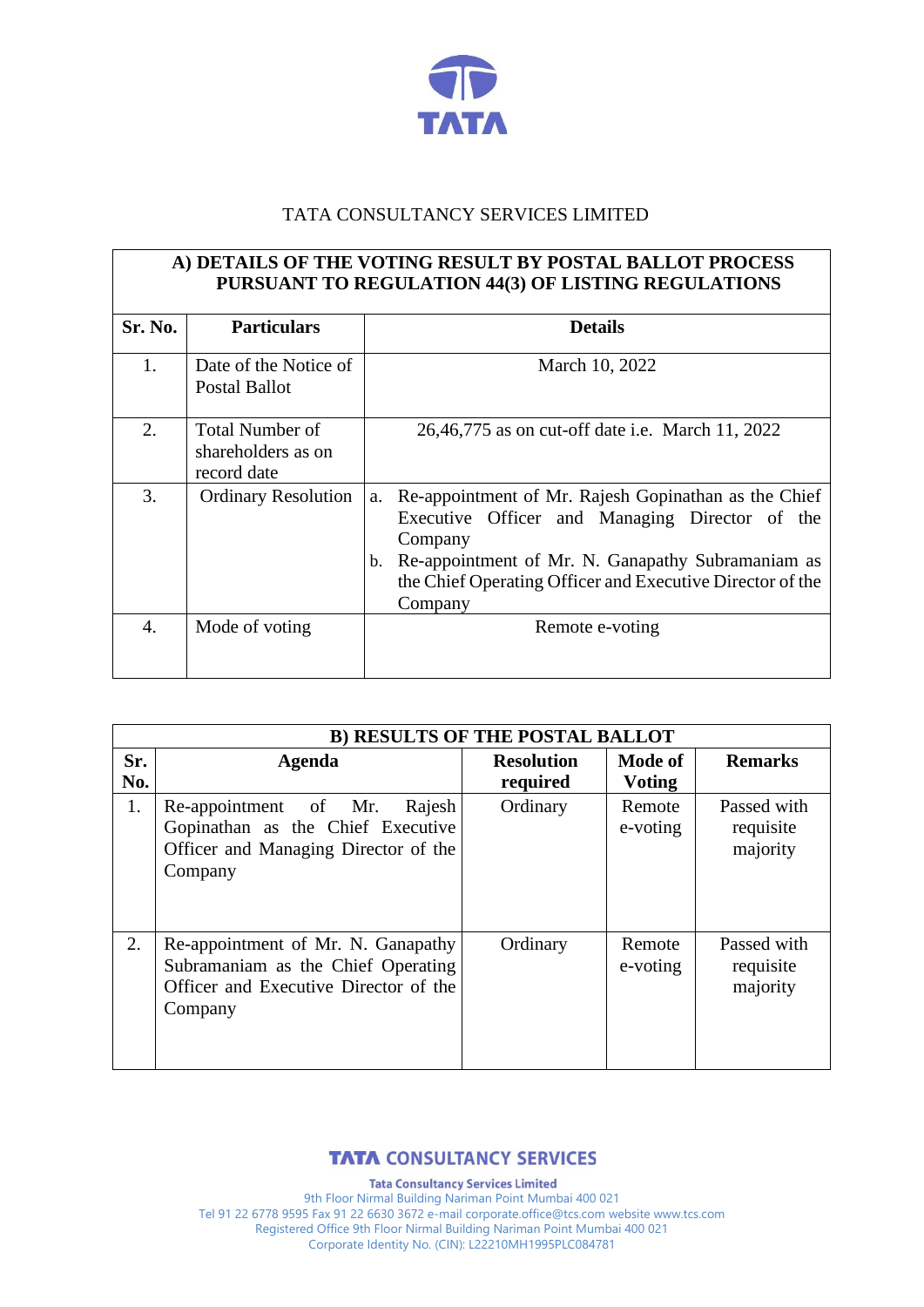TATA

TATA CONSULTANCY SERVICES LIMITED

| A) DETAILS OF THE VOTING RESULT BY POSTAL BALLOT PROCESS PURSUANT TO REGULATION 44(3) OF LISTING REGULATIONS | | |
|---|---|---|
| **Sr. No.** | **Particulars** | **Details** |
| 1. | Date of the Notice of Postal Ballot | March 10, 2022 |
| 2. | Total Number of shareholders as on record date | 26,46,775 as on cut-off date i.e. March 11, 2022 |
| 3. | Ordinary Resolution | a. Re-appointment of Mr. Rajesh Gopinathan as the Chief Executive Officer and Managing Director of the Company<br>b. Re-appointment of Mr. N. Ganapathy Subramaniam as the Chief Operating Officer and Executive Director of the Company |
| 4. | Mode of voting | Remote e-voting |

| B) RESULTS OF THE POSTAL BALLOT | | | | |
|---|---|---|---|---|
| **Sr. No.** | **Agenda** | **Resolution required** | **Mode of Voting** | **Remarks** |
| 1. | Re-appointment of Mr. Rajesh Gopinathan as the Chief Executive Officer and Managing Director of the Company | Ordinary | Remote e-voting | Passed with requisite majority |
| 2. | Re-appointment of Mr. N. Ganapathy Subramaniam as the Chief Operating Officer and Executive Director of the Company | Ordinary | Remote e-voting | Passed with requisite majority |

TATA CONSULTANCY SERVICES

**Tata Consultancy Services Limited**
9th Floor Nirmal Building Nariman Point Mumbai 400 021
Tel 91 22 6778 9595 Fax 91 22 6630 3672 e-mail corporate.office@tcs.com website www.tcs.com
Registered Office 9th Floor Nirmal Building Nariman Point Mumbai 400 021
Corporate Identity No. (CIN): L22210MH1995PLC084781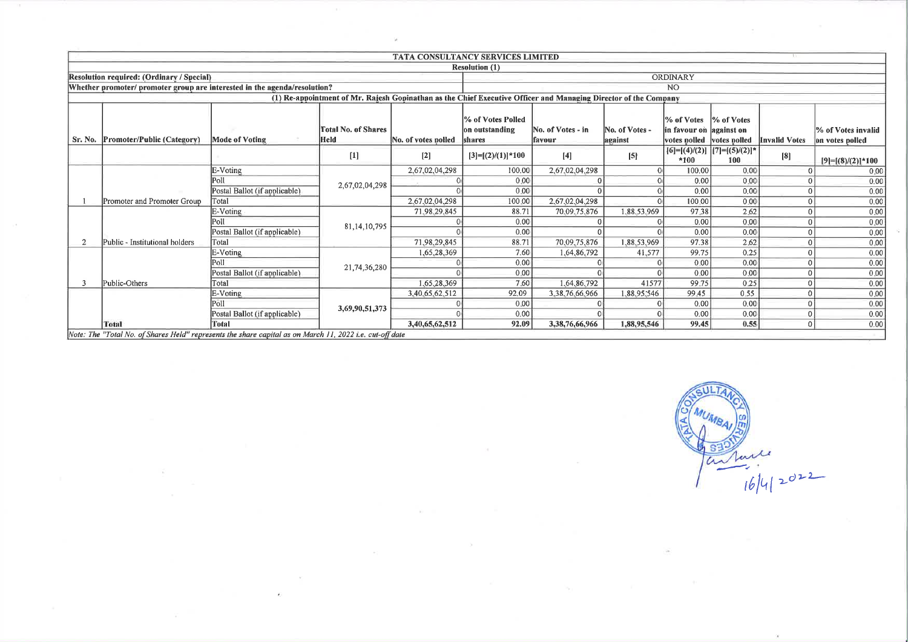**TATA CONSULTANCY SERVICES LIMITED**

**Resolution (1)**

| | |
|---|---|
| **Resolution required: (Ordinary / Special)** | ORDINARY |
| **Whether promoter/ promoter group are interested in the agenda/resolution?** | NO |

**(1) Re-appointment of Mr. Rajesh Gopinathan as the Chief Executive Officer and Managing Director of the Company**

| Sr. No. | Promoter/Public (Category) | Mode of Voting | Total No. of Shares Held | No. of votes polled | % of Votes Polled on outstanding shares | No. of Votes - in favour | No. of Votes - against | % of Votes in favour on votes polled | % of Votes against on votes polled | Invalid Votes | % of Votes invalid on votes polled |
|---|---|---|---|---|---|---|---|---|---|---|---|
| | | | [1] | [2] | [3]=[(2)/(1)]*100 | [4] | [5] | [6]=[(4)/(2)]*100 | [7]=[(5)/(2)]*100 | [8] | [9]=[(8)/(2)]*100 |
| 1 | Promoter and Promoter Group | E-Voting | 2,67,02,04,298 | 2,67,02,04,298 | 100.00 | 2,67,02,04,298 | 0 | 100.00 | 0.00 | 0 | 0.00 |
| | | Poll | | 0 | 0.00 | 0 | 0 | 0.00 | 0.00 | 0 | 0.00 |
| | | Postal Ballot (if applicable) | | 0 | 0.00 | 0 | 0 | 0.00 | 0.00 | 0 | 0.00 |
| | | Total | | 2,67,02,04,298 | 100.00 | 2,67,02,04,298 | 0 | 100.00 | 0.00 | 0 | 0.00 |
| 2 | Public - Institutional holders | E-Voting | 81,14,10,795 | 71,98,29,845 | 88.71 | 70,09,75,876 | 1,88,53,969 | 97.38 | 2.62 | 0 | 0.00 |
| | | Poll | | 0 | 0.00 | 0 | 0 | 0.00 | 0.00 | 0 | 0.00 |
| | | Postal Ballot (if applicable) | | 0 | 0.00 | 0 | 0 | 0.00 | 0.00 | 0 | 0.00 |
| | | Total | | 71,98,29,845 | 88.71 | 70,09,75,876 | 1,88,53,969 | 97.38 | 2.62 | 0 | 0.00 |
| 3 | Public-Others | E-Voting | 21,74,36,280 | 1,65,28,369 | 7.60 | 1,64,86,792 | 41,577 | 99.75 | 0.25 | 0 | 0.00 |
| | | Poll | | 0 | 0.00 | 0 | 0 | 0.00 | 0.00 | 0 | 0.00 |
| | | Postal Ballot (if applicable) | | 0 | 0.00 | 0 | 0 | 0.00 | 0.00 | 0 | 0.00 |
| | | Total | | 1,65,28,369 | 7.60 | 1,64,86,792 | 41577 | 99.75 | 0.25 | 0 | 0.00 |
| | **Total** | E-Voting | **3,69,90,51,373** | 3,40,65,62,512 | 92.09 | 3,38,76,66,966 | 1,88,95,546 | 99.45 | 0.55 | 0 | 0.00 |
| | | Poll | | 0 | 0.00 | 0 | 0 | 0.00 | 0.00 | 0 | 0.00 |
| | | Postal Ballot (if applicable) | | 0 | 0.00 | 0 | 0 | 0.00 | 0.00 | 0 | 0.00 |
| | | **Total** | | **3,40,65,62,512** | **92.09** | **3,38,76,66,966** | **1,88,95,546** | **99.45** | **0.55** | 0 | 0.00 |

*Note: The "Total No. of Shares Held" represents the share capital as on March 11, 2022 i.e. cut-off date*

16/4/2022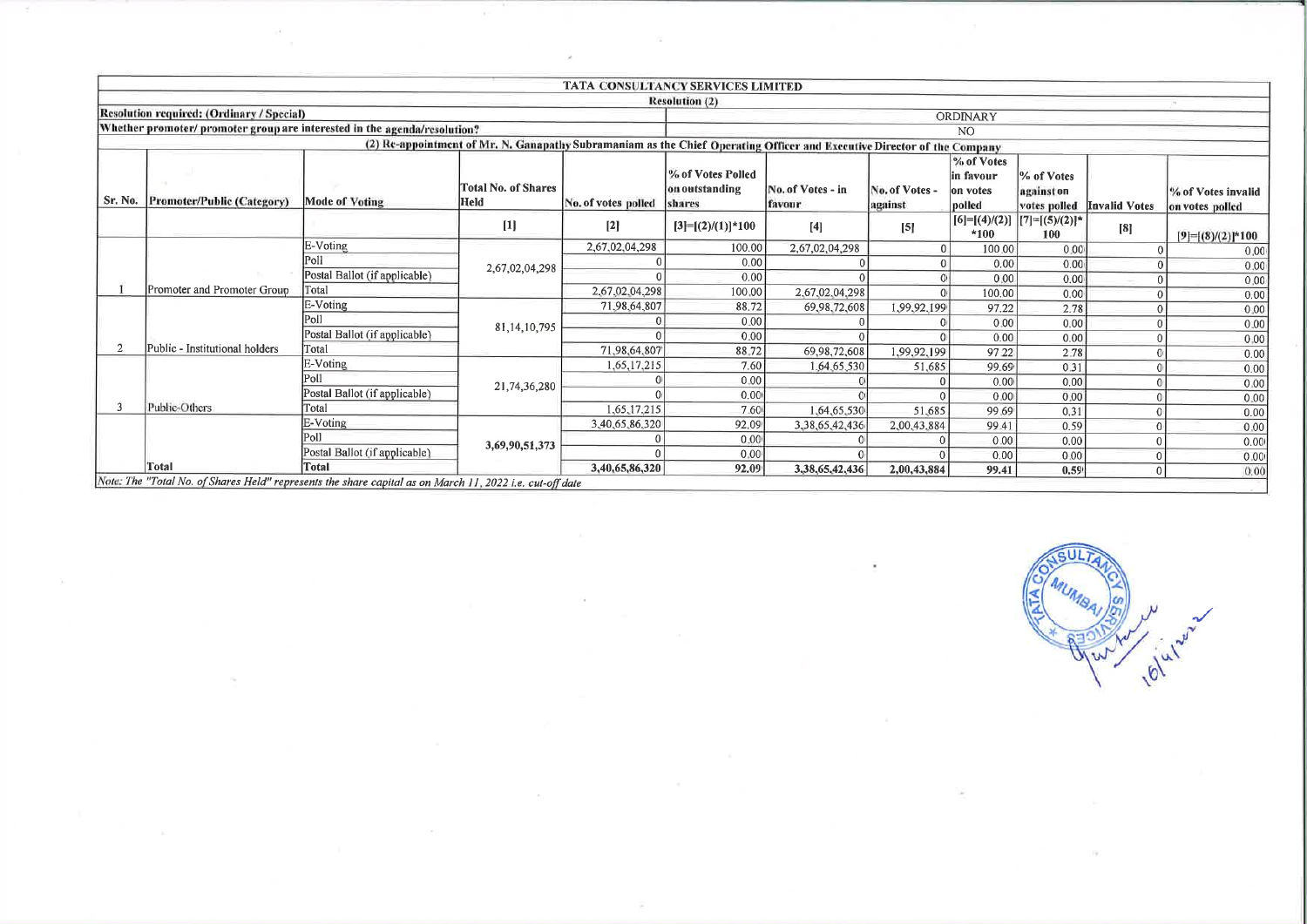**TATA CONSULTANCY SERVICES LIMITED**

**Resolution (2)**

| **Resolution required: (Ordinary / Special)** | ORDINARY |
|---|---|
| **Whether promoter/ promoter group are interested in the agenda/resolution?** | NO |

**(2) Re-appointment of Mr. N. Ganapathy Subramaniam as the Chief Operating Officer and Executive Director of the Company**

| Sr. No. | Promoter/Public (Category) | Mode of Voting | Total No. of Shares Held | No. of votes polled | % of Votes Polled on outstanding shares | No. of Votes - in favour | No. of Votes - against | % of Votes in favour on votes polled | % of Votes against on votes polled | Invalid Votes | % of Votes invalid on votes polled |
|---|---|---|---|---|---|---|---|---|---|---|---|
| | | | [1] | [2] | [3]=[(2)/(1)]*100 | [4] | [5] | [6]=[(4)/(2)]*100 | [7]=[(5)/(2)]*100 | [8] | [9]=[(8)/(2)]*100 |
| 1 | Promoter and Promoter Group | E-Voting | 2,67,02,04,298 | 2,67,02,04,298 | 100.00 | 2,67,02,04,298 | 0 | 100.00 | 0.00 | 0 | 0.00 |
| | | Poll | | 0 | 0.00 | 0 | 0 | 0.00 | 0.00 | 0 | 0.00 |
| | | Postal Ballot (if applicable) | | 0 | 0.00 | 0 | 0 | 0.00 | 0.00 | 0 | 0.00 |
| | | Total | | 2,67,02,04,298 | 100.00 | 2,67,02,04,298 | 0 | 100.00 | 0.00 | 0 | 0.00 |
| 2 | Public - Institutional holders | E-Voting | 81,14,10,795 | 71,98,64,807 | 88.72 | 69,98,72,608 | 1,99,92,199 | 97.22 | 2.78 | 0 | 0.00 |
| | | Poll | | 0 | 0.00 | 0 | 0 | 0.00 | 0.00 | 0 | 0.00 |
| | | Postal Ballot (if applicable) | | 0 | 0.00 | 0 | 0 | 0.00 | 0.00 | 0 | 0.00 |
| | | Total | | 71,98,64,807 | 88.72 | 69,98,72,608 | 1,99,92,199 | 97.22 | 2.78 | 0 | 0.00 |
| 3 | Public-Others | E-Voting | 21,74,36,280 | 1,65,17,215 | 7.60 | 1,64,65,530 | 51,685 | 99.69 | 0.31 | 0 | 0.00 |
| | | Poll | | 0 | 0.00 | 0 | 0 | 0.00 | 0.00 | 0 | 0.00 |
| | | Postal Ballot (if applicable) | | 0 | 0.00 | 0 | 0 | 0.00 | 0.00 | 0 | 0.00 |
| | | Total | | 1,65,17,215 | 7.60 | 1,64,65,530 | 51,685 | 99.69 | 0.31 | 0 | 0.00 |
| | **Total** | E-Voting | **3,69,90,51,373** | 3,40,65,86,320 | 92.09 | 3,38,65,42,436 | 2,00,43,884 | 99.41 | 0.59 | 0 | 0.00 |
| | | Poll | | 0 | 0.00 | 0 | 0 | 0.00 | 0.00 | 0 | 0.00 |
| | | Postal Ballot (if applicable) | | 0 | 0.00 | 0 | 0 | 0.00 | 0.00 | 0 | 0.00 |
| | | **Total** | | **3,40,65,86,320** | **92.09** | **3,38,65,42,436** | **2,00,43,884** | **99.41** | **0.59** | **0** | **0.00** |

*Note: The "Total No. of Shares Held" represents the share capital as on March 11, 2022 i.e. cut-off date*

16/4/2022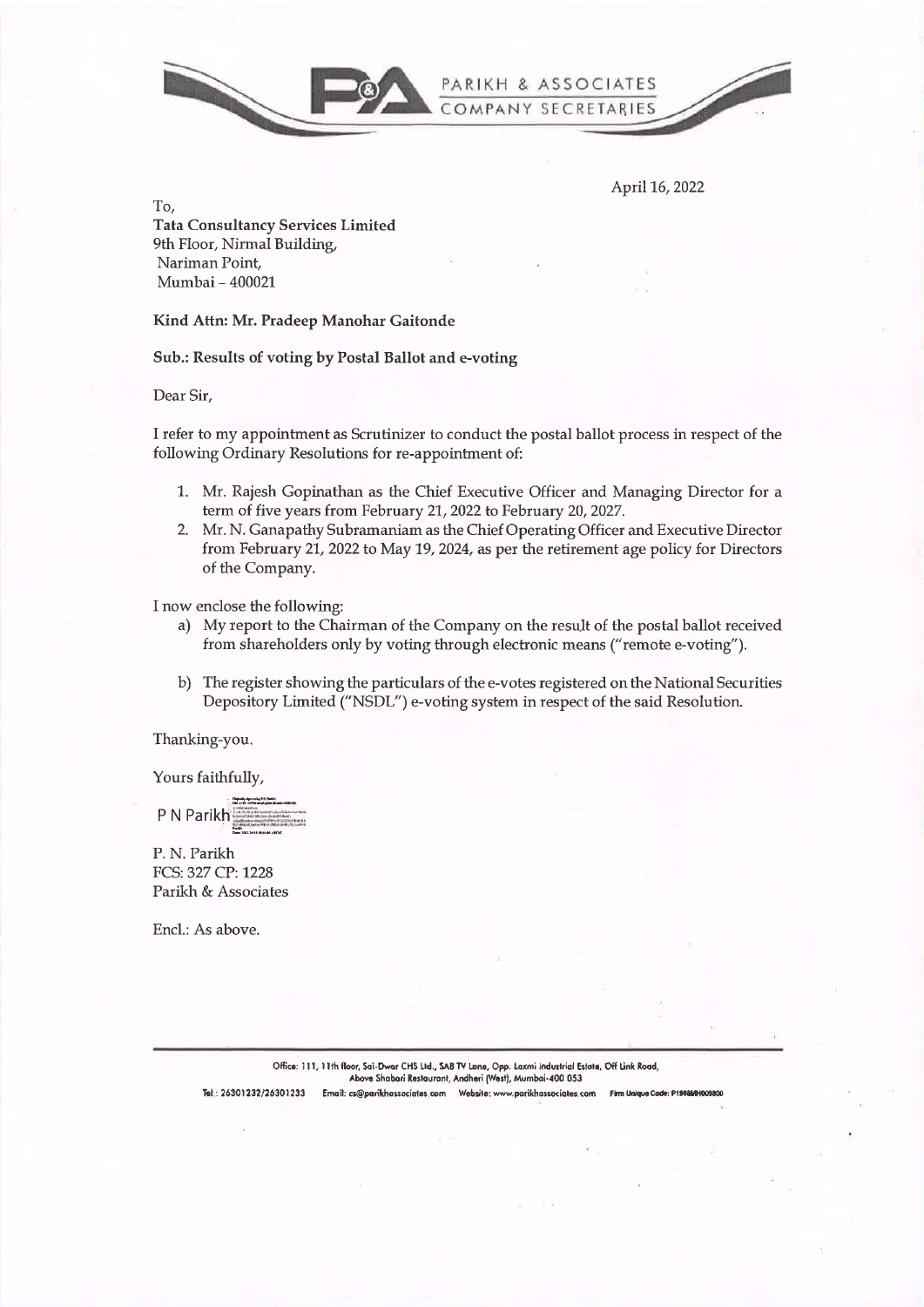PARIKH & ASSOCIATES
COMPANY SECRETARIES

April 16, 2022

To,
**Tata Consultancy Services Limited**
9th Floor, Nirmal Building,
Nariman Point,
Mumbai – 400021

**Kind Attn: Mr. Pradeep Manohar Gaitonde**

**Sub.: Results of voting by Postal Ballot and e-voting**

Dear Sir,

I refer to my appointment as Scrutinizer to conduct the postal ballot process in respect of the following Ordinary Resolutions for re-appointment of:

1. Mr. Rajesh Gopinathan as the Chief Executive Officer and Managing Director for a term of five years from February 21, 2022 to February 20, 2027.
2. Mr. N. Ganapathy Subramaniam as the Chief Operating Officer and Executive Director from February 21, 2022 to May 19, 2024, as per the retirement age policy for Directors of the Company.

I now enclose the following:

a) My report to the Chairman of the Company on the result of the postal ballot received from shareholders only by voting through electronic means ("remote e-voting").

b) The register showing the particulars of the e-votes registered on the National Securities Depository Limited ("NSDL") e-voting system in respect of the said Resolution.

Thanking-you.

Yours faithfully,

P N Parikh

P. N. Parikh
FCS: 327 CP: 1228
Parikh & Associates

Encl.: As above.

Office: 111, 11th floor, Sai-Dwar CHS Ltd., SAB TV Lane, Opp. Laxmi Industrial Estate, Off Link Road, Above Shabari Restaurant, Andheri (West), Mumbai-400 053

Tel.: 26301232/26301233 Email: cs@parikhassociates.com Website: www.parikhassociates.com Firm Unique Code: P1988MH009800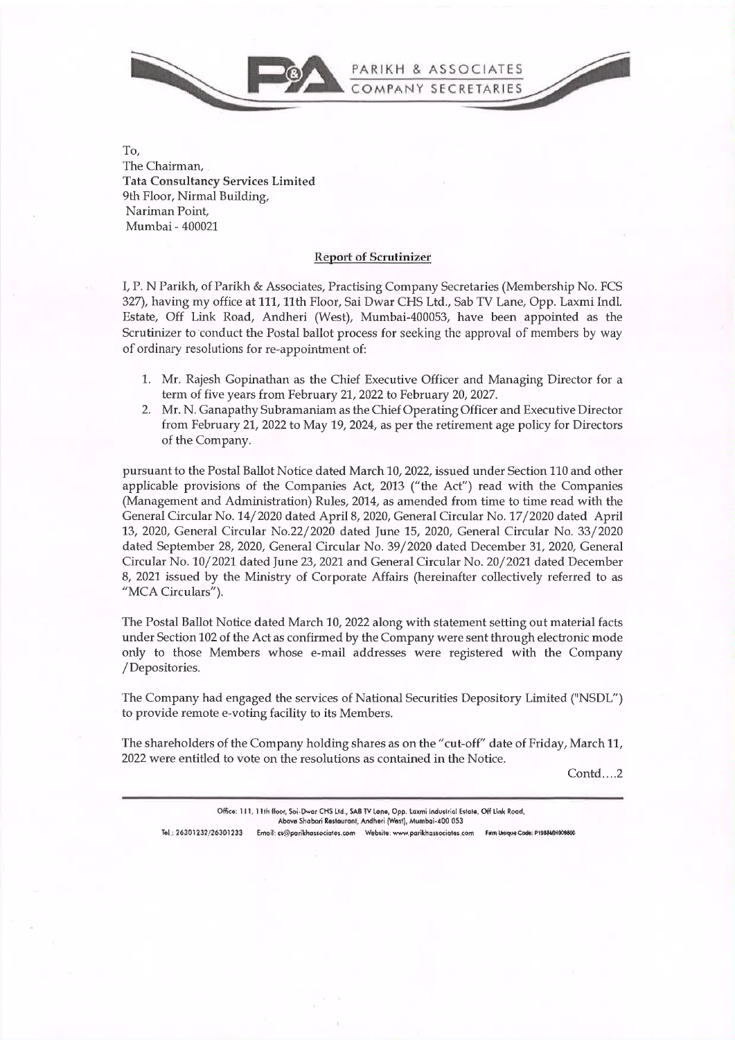PARIKH & ASSOCIATES
COMPANY SECRETARIES

To,
The Chairman,
**Tata Consultancy Services Limited**
9th Floor, Nirmal Building,
Nariman Point,
Mumbai - 400021

## Report of Scrutinizer

I, P. N Parikh, of Parikh & Associates, Practising Company Secretaries (Membership No. FCS 327), having my office at 111, 11th Floor, Sai Dwar CHS Ltd., Sab TV Lane, Opp. Laxmi Indl. Estate, Off Link Road, Andheri (West), Mumbai-400053, have been appointed as the Scrutinizer to conduct the Postal ballot process for seeking the approval of members by way of ordinary resolutions for re-appointment of:

1. Mr. Rajesh Gopinathan as the Chief Executive Officer and Managing Director for a term of five years from February 21, 2022 to February 20, 2027.
2. Mr. N. Ganapathy Subramaniam as the Chief Operating Officer and Executive Director from February 21, 2022 to May 19, 2024, as per the retirement age policy for Directors of the Company.

pursuant to the Postal Ballot Notice dated March 10, 2022, issued under Section 110 and other applicable provisions of the Companies Act, 2013 ("the Act") read with the Companies (Management and Administration) Rules, 2014, as amended from time to time read with the General Circular No. 14/2020 dated April 8, 2020, General Circular No. 17/2020 dated April 13, 2020, General Circular No.22/2020 dated June 15, 2020, General Circular No. 33/2020 dated September 28, 2020, General Circular No. 39/2020 dated December 31, 2020, General Circular No. 10/2021 dated June 23, 2021 and General Circular No. 20/2021 dated December 8, 2021 issued by the Ministry of Corporate Affairs (hereinafter collectively referred to as "MCA Circulars").

The Postal Ballot Notice dated March 10, 2022 along with statement setting out material facts under Section 102 of the Act as confirmed by the Company were sent through electronic mode only to those Members whose e-mail addresses were registered with the Company /Depositories.

The Company had engaged the services of National Securities Depository Limited ("NSDL") to provide remote e-voting facility to its Members.

The shareholders of the Company holding shares as on the "cut-off" date of Friday, March 11, 2022 were entitled to vote on the resolutions as contained in the Notice.

Contd....2

Office: 111, 11th floor, Sai-Dwar CHS Ltd., SAB TV Lane, Opp. Laxmi Industrial Estate, Off Link Road, Above Shabari Restaurant, Andheri (West), Mumbai-400 053
Tel.: 26301232/26301233 Email: cs@parikhassociates.com Website: www.parikhassociates.com Firm Unique Code: P1988MH009800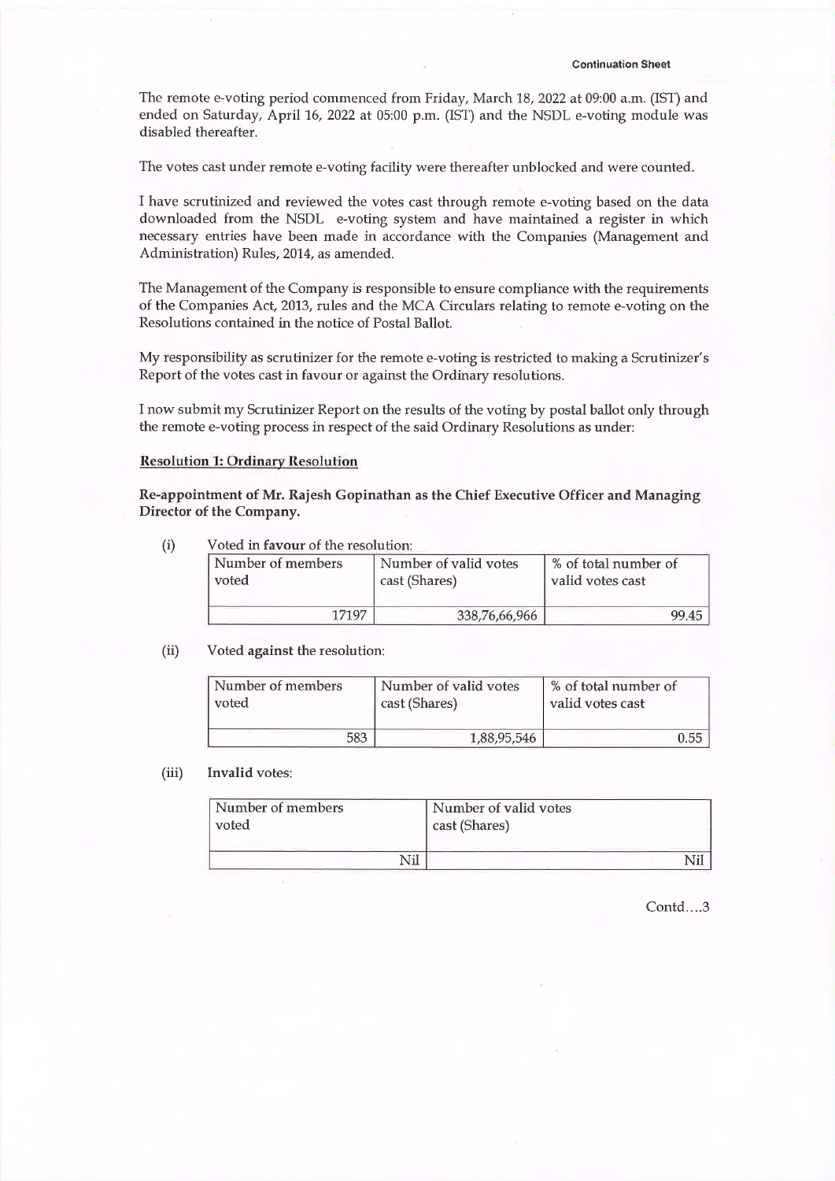The remote e-voting period commenced from Friday, March 18, 2022 at 09:00 a.m. (IST) and ended on Saturday, April 16, 2022 at 05:00 p.m. (IST) and the NSDL e-voting module was disabled thereafter.

The votes cast under remote e-voting facility were thereafter unblocked and were counted.

I have scrutinized and reviewed the votes cast through remote e-voting based on the data downloaded from the NSDL e-voting system and have maintained a register in which necessary entries have been made in accordance with the Companies (Management and Administration) Rules, 2014, as amended.

The Management of the Company is responsible to ensure compliance with the requirements of the Companies Act, 2013, rules and the MCA Circulars relating to remote e-voting on the Resolutions contained in the notice of Postal Ballot.

My responsibility as scrutinizer for the remote e-voting is restricted to making a Scrutinizer's Report of the votes cast in favour or against the Ordinary resolutions.

I now submit my Scrutinizer Report on the results of the voting by postal ballot only through the remote e-voting process in respect of the said Ordinary Resolutions as under:

**Resolution 1: Ordinary Resolution**

**Re-appointment of Mr. Rajesh Gopinathan as the Chief Executive Officer and Managing Director of the Company.**

(i) Voted in **favour** of the resolution:

| Number of members voted | Number of valid votes cast (Shares) | % of total number of valid votes cast |
|---|---|---|
| 17197 | 338,76,66,966 | 99.45 |

(ii) Voted **against** the resolution:

| Number of members voted | Number of valid votes cast (Shares) | % of total number of valid votes cast |
|---|---|---|
| 583 | 1,88,95,546 | 0.55 |

(iii) **Invalid** votes:

| Number of members voted | Number of valid votes cast (Shares) |
|---|---|
| Nil | Nil |

Contd....3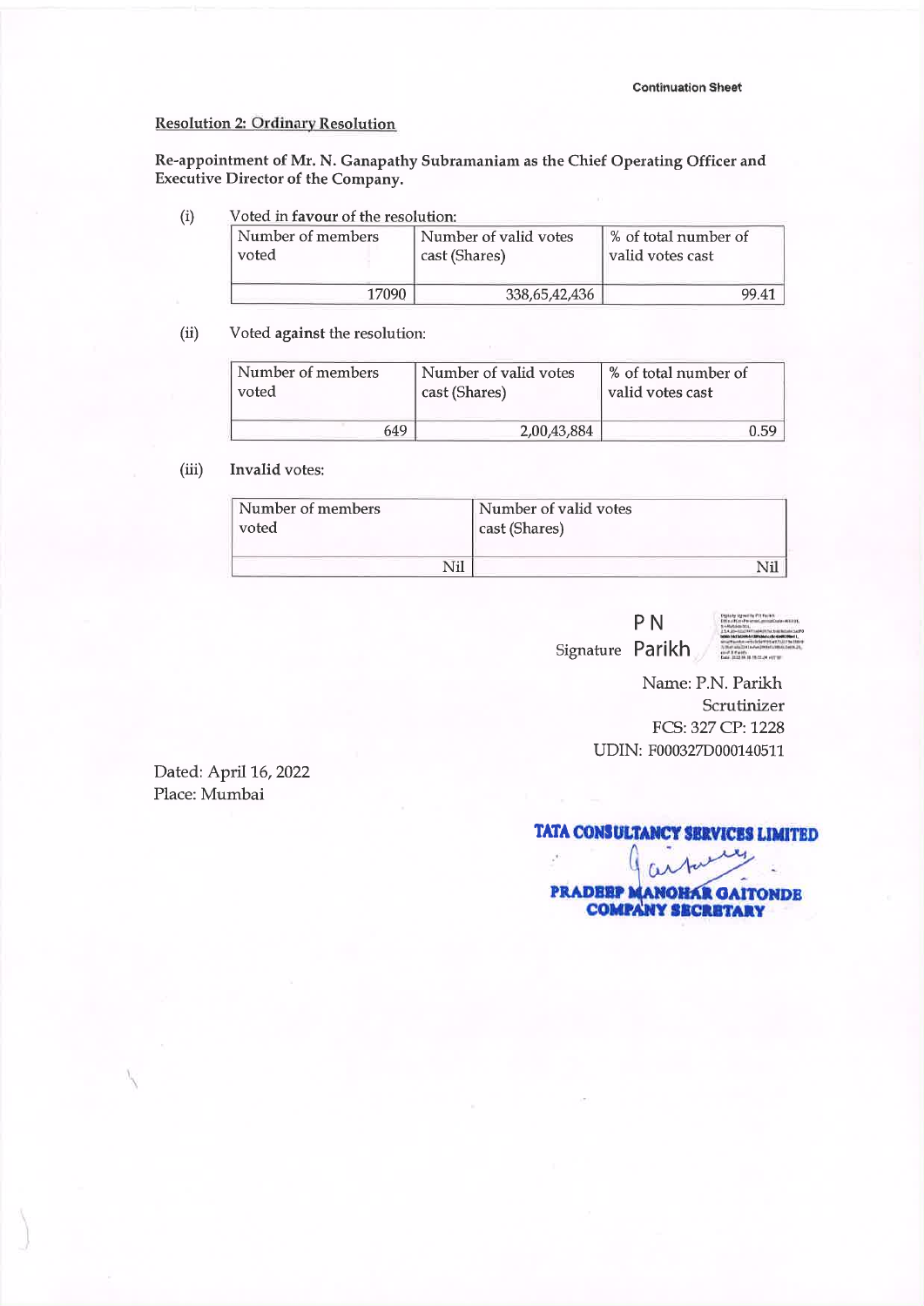Continuation Sheet

**Resolution 2: Ordinary Resolution**

**Re-appointment of Mr. N. Ganapathy Subramaniam as the Chief Operating Officer and Executive Director of the Company.**

(i) Voted in **favour** of the resolution:

| Number of members voted | Number of valid votes cast (Shares) | % of total number of valid votes cast |
|---|---|---|
| 17090 | 338,65,42,436 | 99.41 |

(ii) Voted **against** the resolution:

| Number of members voted | Number of valid votes cast (Shares) | % of total number of valid votes cast |
|---|---|---|
| 649 | 2,00,43,884 | 0.59 |

(iii) **Invalid** votes:

| Number of members voted | Number of valid votes cast (Shares) |
|---|---|
| Nil | Nil |

Signature P N Parikh

Name: P.N. Parikh
Scrutinizer
FCS: 327 CP: 1228
UDIN: F000327D000140511

Dated: April 16, 2022
Place: Mumbai

TATA CONSULTANCY SERVICES LIMITED
PRADEEP MANOHAR GAITONDE
COMPANY SECRETARY